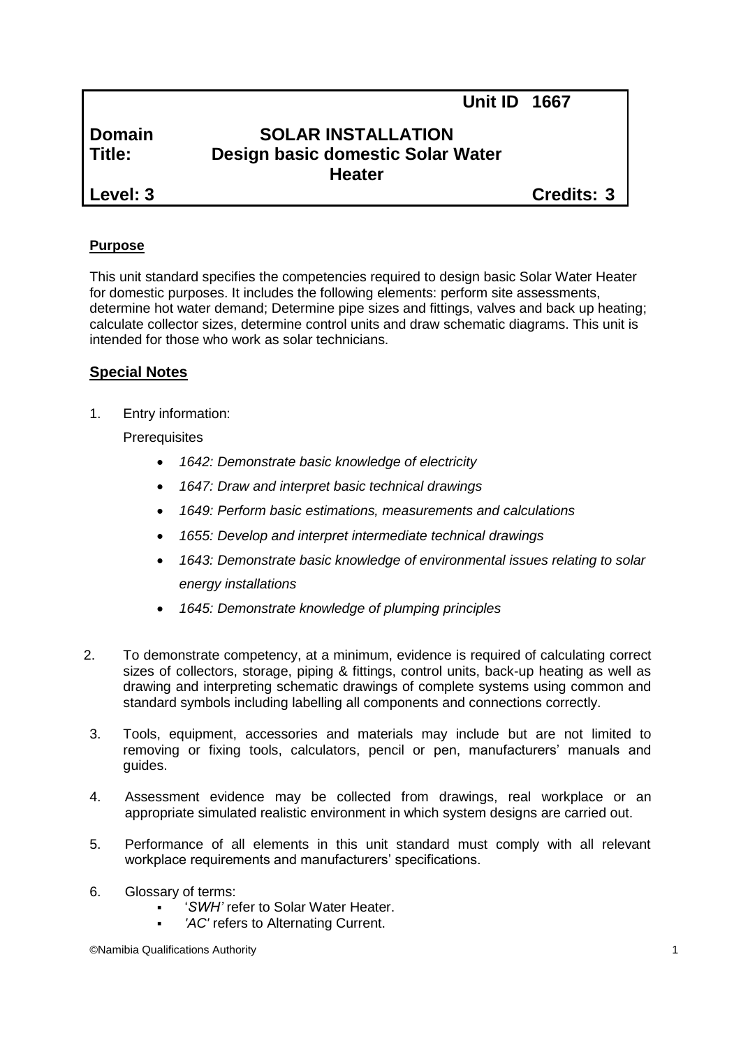**Unit ID 1667**

| | | |
|---|---|---|
| **Domain** | **SOLAR INSTALLATION** | |
| **Title:** | **Design basic domestic Solar Water Heater** | |
| **Level: 3** | | **Credits: 3** |

## Purpose

This unit standard specifies the competencies required to design basic Solar Water Heater for domestic purposes. It includes the following elements: perform site assessments, determine hot water demand; Determine pipe sizes and fittings, valves and back up heating; calculate collector sizes, determine control units and draw schematic diagrams. This unit is intended for those who work as solar technicians.

## Special Notes

1. Entry information:

   Prerequisites

   - *1642: Demonstrate basic knowledge of electricity*
   - *1647: Draw and interpret basic technical drawings*
   - *1649: Perform basic estimations, measurements and calculations*
   - *1655: Develop and interpret intermediate technical drawings*
   - *1643: Demonstrate basic knowledge of environmental issues relating to solar energy installations*
   - *1645: Demonstrate knowledge of plumping principles*

2. To demonstrate competency, at a minimum, evidence is required of calculating correct sizes of collectors, storage, piping & fittings, control units, back-up heating as well as drawing and interpreting schematic drawings of complete systems using common and standard symbols including labelling all components and connections correctly.

3. Tools, equipment, accessories and materials may include but are not limited to removing or fixing tools, calculators, pencil or pen, manufacturers' manuals and guides.

4. Assessment evidence may be collected from drawings, real workplace or an appropriate simulated realistic environment in which system designs are carried out.

5. Performance of all elements in this unit standard must comply with all relevant workplace requirements and manufacturers' specifications.

6. Glossary of terms:
   - '*SWH'* refer to Solar Water Heater.
   - *'AC'* refers to Alternating Current.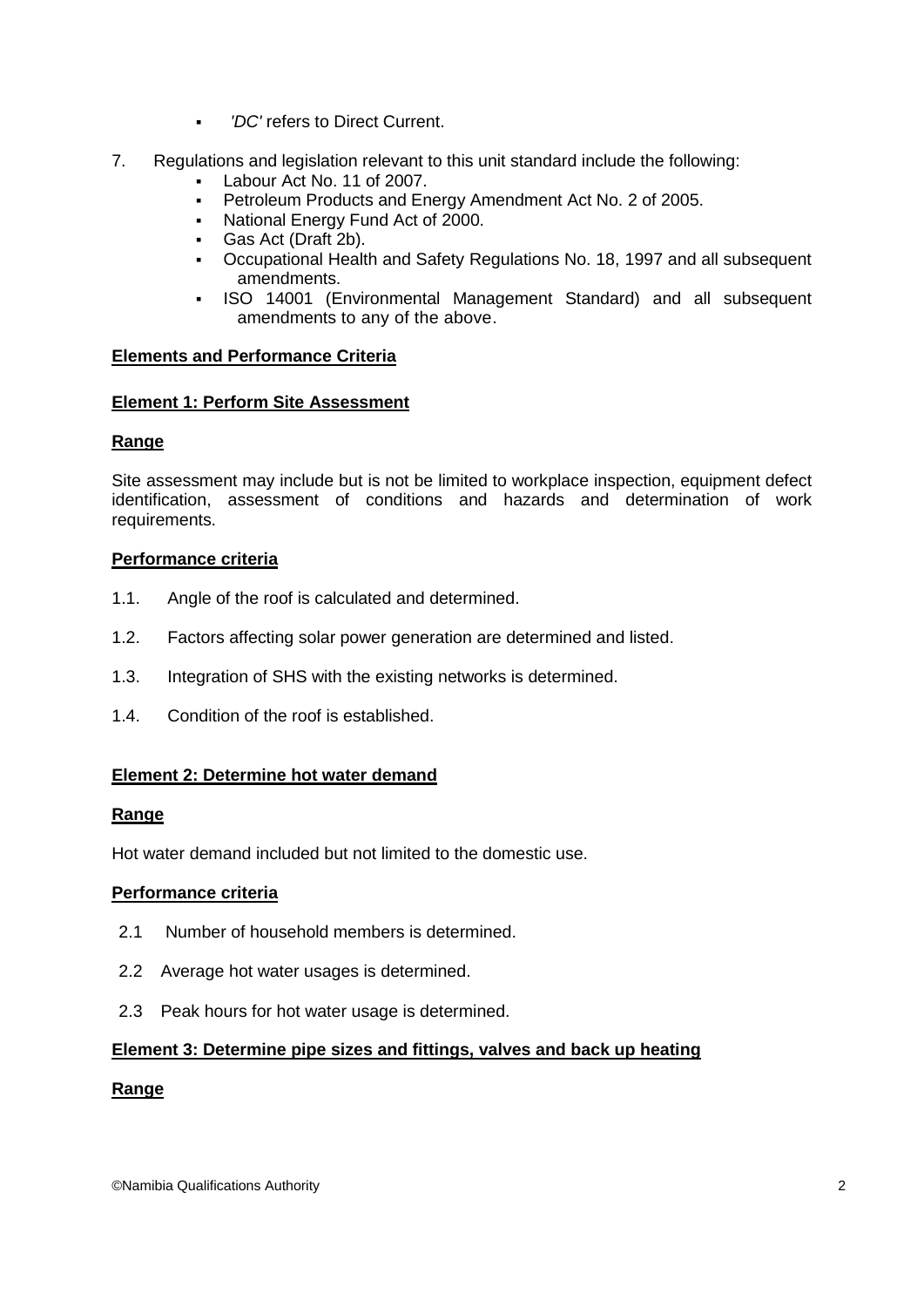- *'DC'* refers to Direct Current.

7. Regulations and legislation relevant to this unit standard include the following:
   - Labour Act No. 11 of 2007.
   - Petroleum Products and Energy Amendment Act No. 2 of 2005.
   - National Energy Fund Act of 2000.
   - Gas Act (Draft 2b).
   - Occupational Health and Safety Regulations No. 18, 1997 and all subsequent amendments.
   - ISO 14001 (Environmental Management Standard) and all subsequent amendments to any of the above.

**Elements and Performance Criteria**

**Element 1: Perform Site Assessment**

**Range**

Site assessment may include but is not be limited to workplace inspection, equipment defect identification, assessment of conditions and hazards and determination of work requirements.

**Performance criteria**

1.1. Angle of the roof is calculated and determined.

1.2. Factors affecting solar power generation are determined and listed.

1.3. Integration of SHS with the existing networks is determined.

1.4. Condition of the roof is established.

**Element 2: Determine hot water demand**

**Range**

Hot water demand included but not limited to the domestic use.

**Performance criteria**

2.1 Number of household members is determined.

2.2 Average hot water usages is determined.

2.3 Peak hours for hot water usage is determined.

**Element 3: Determine pipe sizes and fittings, valves and back up heating**

**Range**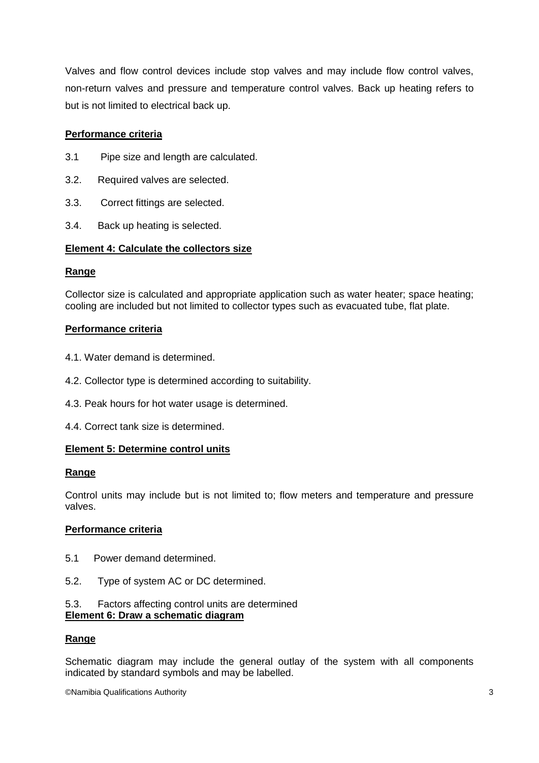Valves and flow control devices include stop valves and may include flow control valves, non-return valves and pressure and temperature control valves. Back up heating refers to but is not limited to electrical back up.

**Performance criteria**

3.1 Pipe size and length are calculated.

3.2. Required valves are selected.

3.3. Correct fittings are selected.

3.4. Back up heating is selected.

**Element 4: Calculate the collectors size**

**Range**

Collector size is calculated and appropriate application such as water heater; space heating; cooling are included but not limited to collector types such as evacuated tube, flat plate.

**Performance criteria**

4.1. Water demand is determined.

4.2. Collector type is determined according to suitability.

4.3. Peak hours for hot water usage is determined.

4.4. Correct tank size is determined.

**Element 5: Determine control units**

**Range**

Control units may include but is not limited to; flow meters and temperature and pressure valves.

**Performance criteria**

5.1 Power demand determined.

5.2. Type of system AC or DC determined.

5.3. Factors affecting control units are determined

**Element 6: Draw a schematic diagram**

**Range**

Schematic diagram may include the general outlay of the system with all components indicated by standard symbols and may be labelled.

©Namibia Qualifications Authority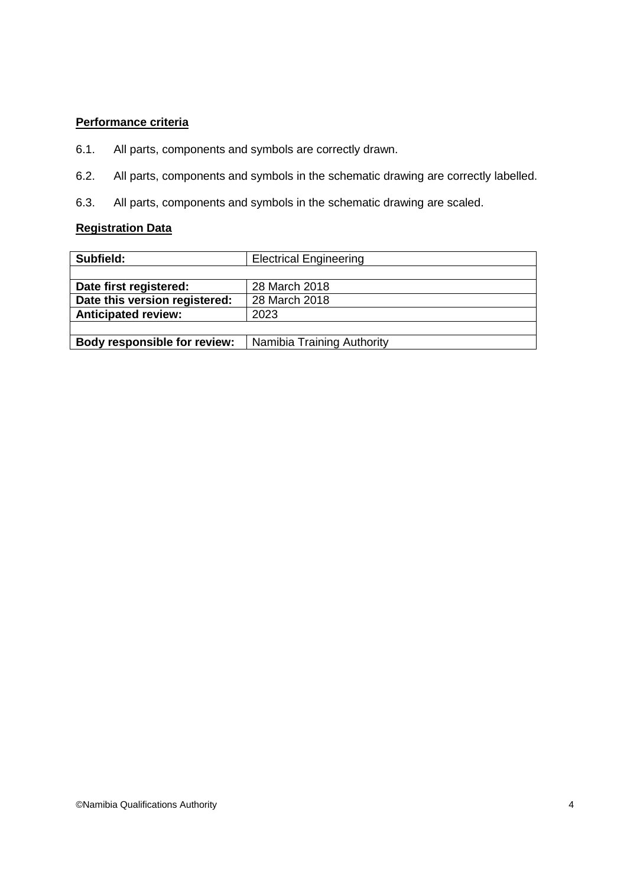**Performance criteria**

6.1. All parts, components and symbols are correctly drawn.

6.2. All parts, components and symbols in the schematic drawing are correctly labelled.

6.3. All parts, components and symbols in the schematic drawing are scaled.

**Registration Data**

| | |
|---|---|
| **Subfield:** | Electrical Engineering |
| | |
| **Date first registered:** | 28 March 2018 |
| **Date this version registered:** | 28 March 2018 |
| **Anticipated review:** | 2023 |
| | |
| **Body responsible for review:** | Namibia Training Authority |

©Namibia Qualifications Authority